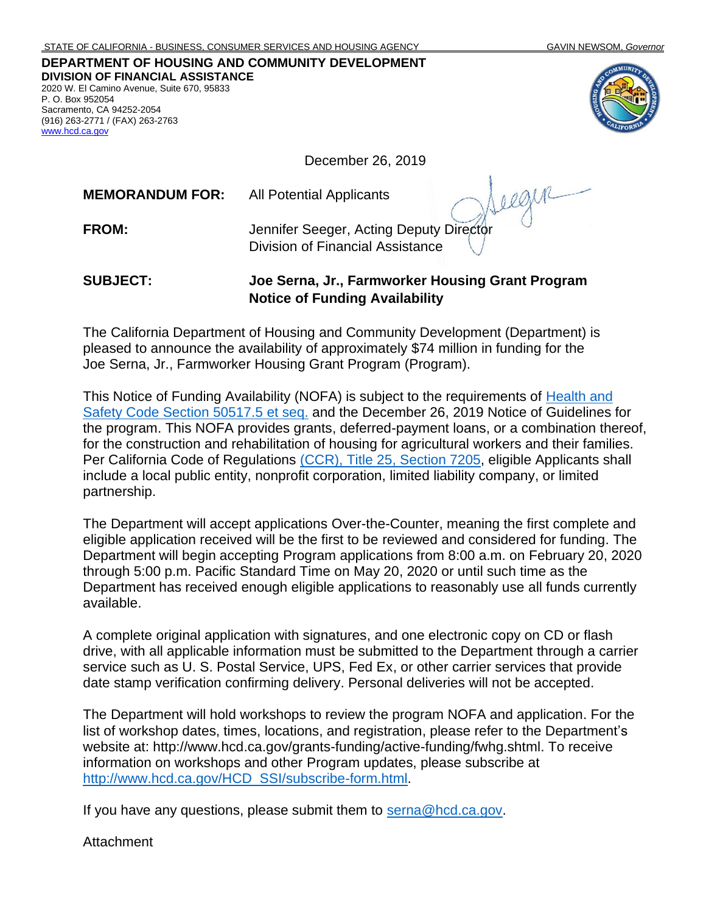STATE OF CALIFORNIA - BUSINESS, CONSUMER SERVICES AND HOUSING AGENCY GAVIN NEWSOM, *Governor*

**DEPARTMENT OF HOUSING AND COMMUNITY DEVELOPMENT**
**DIVISION OF FINANCIAL ASSISTANCE**
2020 W. El Camino Avenue, Suite 670, 95833
P. O. Box 952054
Sacramento, CA 94252-2054
(916) 263-2771 / (FAX) 263-2763
www.hcd.ca.gov

December 26, 2019

**MEMORANDUM FOR:** All Potential Applicants

**FROM:** Jennifer Seeger, Acting Deputy Director
Division of Financial Assistance

**SUBJECT:** **Joe Serna, Jr., Farmworker Housing Grant Program Notice of Funding Availability**

The California Department of Housing and Community Development (Department) is pleased to announce the availability of approximately $74 million in funding for the Joe Serna, Jr., Farmworker Housing Grant Program (Program).

This Notice of Funding Availability (NOFA) is subject to the requirements of Health and Safety Code Section 50517.5 et seq. and the December 26, 2019 Notice of Guidelines for the program. This NOFA provides grants, deferred-payment loans, or a combination thereof, for the construction and rehabilitation of housing for agricultural workers and their families. Per California Code of Regulations (CCR), Title 25, Section 7205, eligible Applicants shall include a local public entity, nonprofit corporation, limited liability company, or limited partnership.

The Department will accept applications Over-the-Counter, meaning the first complete and eligible application received will be the first to be reviewed and considered for funding. The Department will begin accepting Program applications from 8:00 a.m. on February 20, 2020 through 5:00 p.m. Pacific Standard Time on May 20, 2020 or until such time as the Department has received enough eligible applications to reasonably use all funds currently available.

A complete original application with signatures, and one electronic copy on CD or flash drive, with all applicable information must be submitted to the Department through a carrier service such as U. S. Postal Service, UPS, Fed Ex, or other carrier services that provide date stamp verification confirming delivery. Personal deliveries will not be accepted.

The Department will hold workshops to review the program NOFA and application. For the list of workshop dates, times, locations, and registration, please refer to the Department's website at: http://www.hcd.ca.gov/grants-funding/active-funding/fwhg.shtml. To receive information on workshops and other Program updates, please subscribe at http://www.hcd.ca.gov/HCD_SSI/subscribe-form.html.

If you have any questions, please submit them to serna@hcd.ca.gov.

Attachment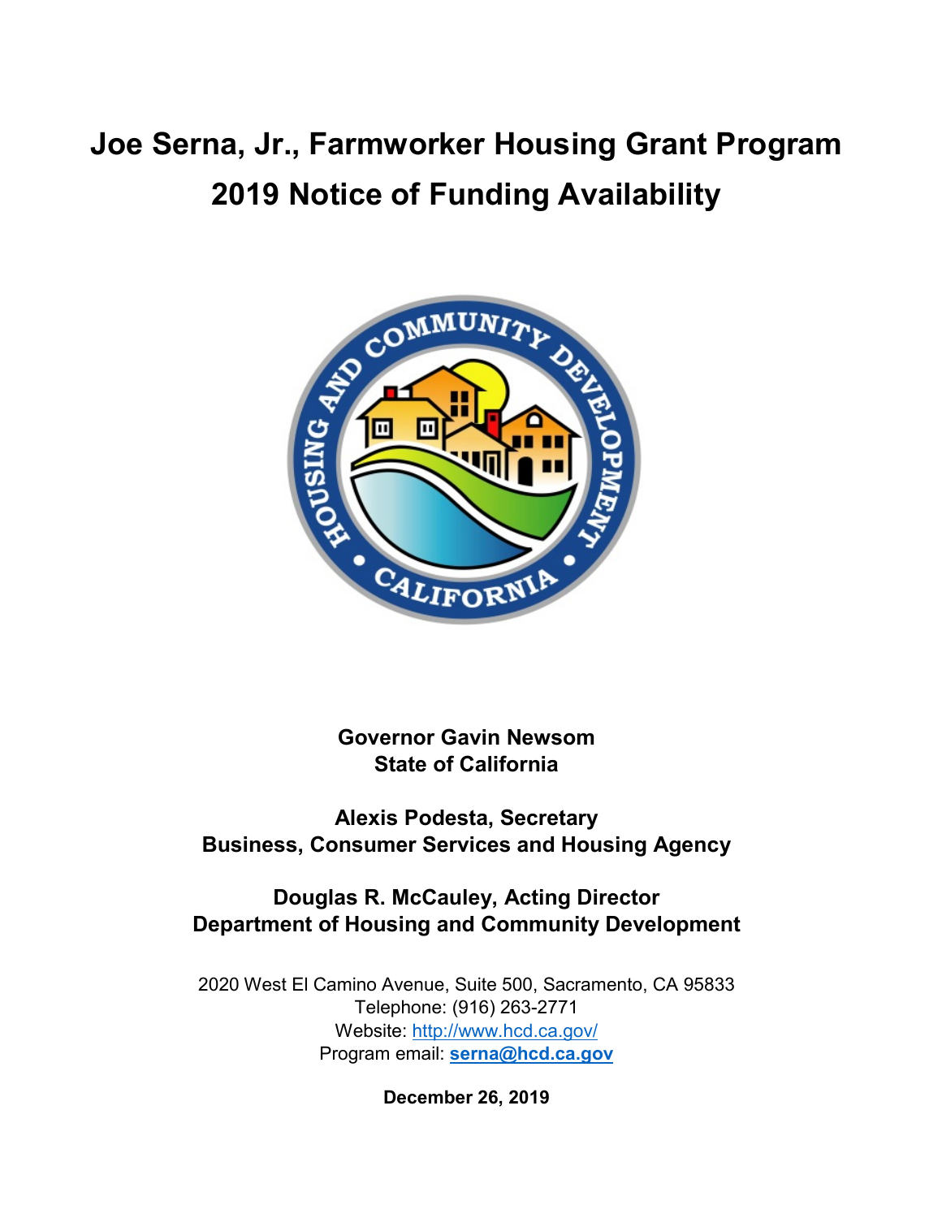# Joe Serna, Jr., Farmworker Housing Grant Program
# 2019 Notice of Funding Availability

**Governor Gavin Newsom**
**State of California**

**Alexis Podesta, Secretary**
**Business, Consumer Services and Housing Agency**

**Douglas R. McCauley, Acting Director**
**Department of Housing and Community Development**

2020 West El Camino Avenue, Suite 500, Sacramento, CA 95833
Telephone: (916) 263-2771
Website: http://www.hcd.ca.gov/
Program email: **serna@hcd.ca.gov**

**December 26, 2019**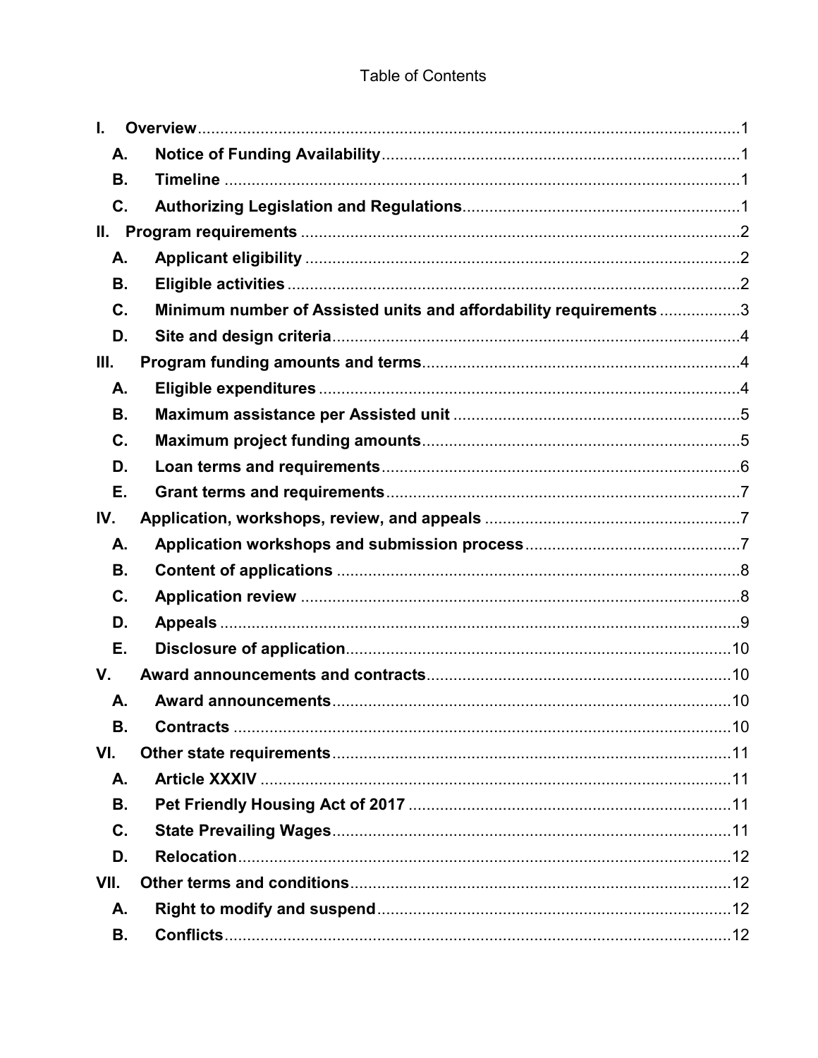# Table of Contents

- **I. Overview** ........ 1
  - **A. Notice of Funding Availability** ........ 1
  - **B. Timeline** ........ 1
  - **C. Authorizing Legislation and Regulations** ........ 1
- **II. Program requirements** ........ 2
  - **A. Applicant eligibility** ........ 2
  - **B. Eligible activities** ........ 2
  - **C. Minimum number of Assisted units and affordability requirements** ........ 3
  - **D. Site and design criteria** ........ 4
- **III. Program funding amounts and terms** ........ 4
  - **A. Eligible expenditures** ........ 4
  - **B. Maximum assistance per Assisted unit** ........ 5
  - **C. Maximum project funding amounts** ........ 5
  - **D. Loan terms and requirements** ........ 6
  - **E. Grant terms and requirements** ........ 7
- **IV. Application, workshops, review, and appeals** ........ 7
  - **A. Application workshops and submission process** ........ 7
  - **B. Content of applications** ........ 8
  - **C. Application review** ........ 8
  - **D. Appeals** ........ 9
  - **E. Disclosure of application** ........ 10
- **V. Award announcements and contracts** ........ 10
  - **A. Award announcements** ........ 10
  - **B. Contracts** ........ 10
- **VI. Other state requirements** ........ 11
  - **A. Article XXXIV** ........ 11
  - **B. Pet Friendly Housing Act of 2017** ........ 11
  - **C. State Prevailing Wages** ........ 11
  - **D. Relocation** ........ 12
- **VII. Other terms and conditions** ........ 12
  - **A. Right to modify and suspend** ........ 12
  - **B. Conflicts** ........ 12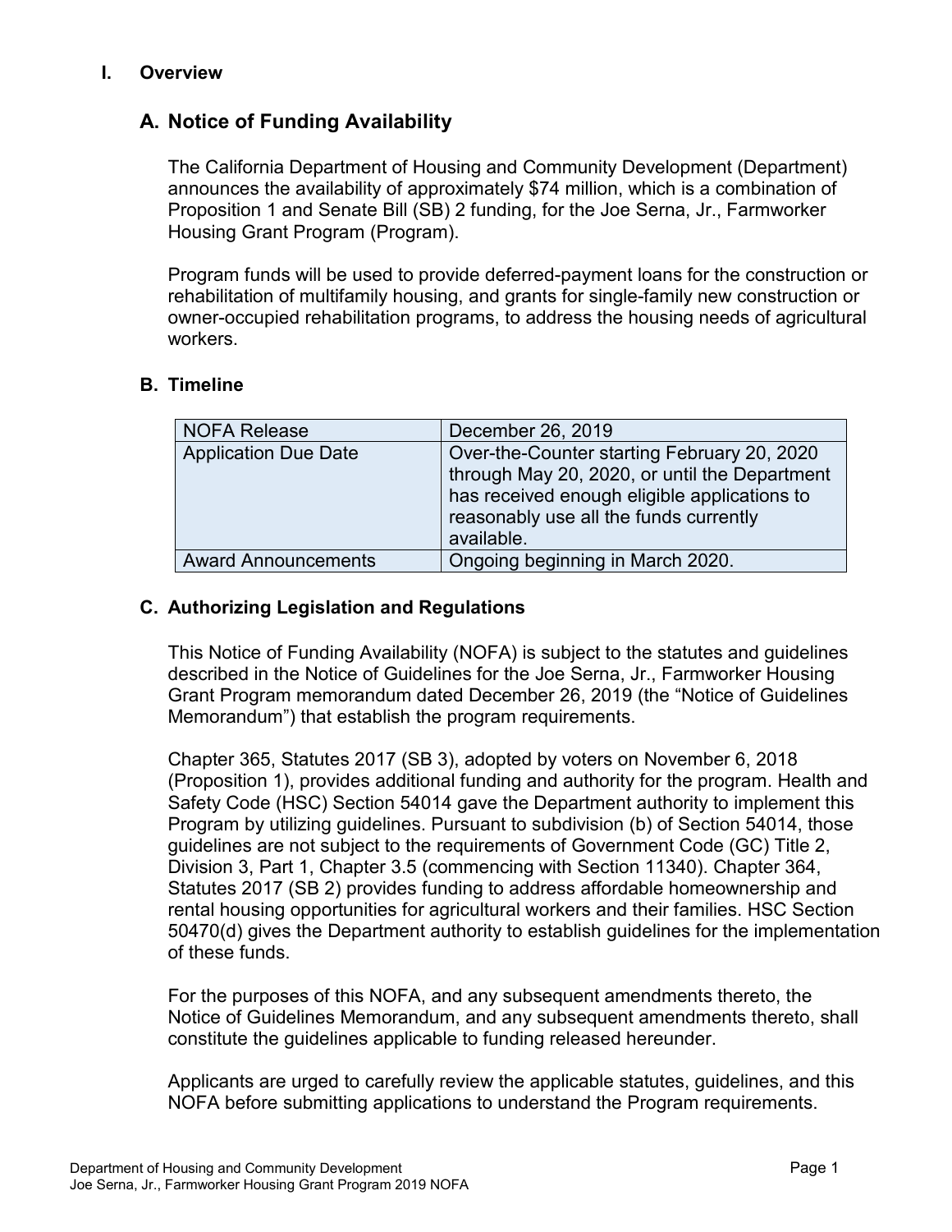# I. Overview

## A. Notice of Funding Availability

The California Department of Housing and Community Development (Department) announces the availability of approximately $74 million, which is a combination of Proposition 1 and Senate Bill (SB) 2 funding, for the Joe Serna, Jr., Farmworker Housing Grant Program (Program).

Program funds will be used to provide deferred-payment loans for the construction or rehabilitation of multifamily housing, and grants for single-family new construction or owner-occupied rehabilitation programs, to address the housing needs of agricultural workers.

## B. Timeline

| NOFA Release | December 26, 2019 |
|---|---|
| Application Due Date | Over-the-Counter starting February 20, 2020 through May 20, 2020, or until the Department has received enough eligible applications to reasonably use all the funds currently available. |
| Award Announcements | Ongoing beginning in March 2020. |

## C. Authorizing Legislation and Regulations

This Notice of Funding Availability (NOFA) is subject to the statutes and guidelines described in the Notice of Guidelines for the Joe Serna, Jr., Farmworker Housing Grant Program memorandum dated December 26, 2019 (the "Notice of Guidelines Memorandum") that establish the program requirements.

Chapter 365, Statutes 2017 (SB 3), adopted by voters on November 6, 2018 (Proposition 1), provides additional funding and authority for the program. Health and Safety Code (HSC) Section 54014 gave the Department authority to implement this Program by utilizing guidelines. Pursuant to subdivision (b) of Section 54014, those guidelines are not subject to the requirements of Government Code (GC) Title 2, Division 3, Part 1, Chapter 3.5 (commencing with Section 11340). Chapter 364, Statutes 2017 (SB 2) provides funding to address affordable homeownership and rental housing opportunities for agricultural workers and their families. HSC Section 50470(d) gives the Department authority to establish guidelines for the implementation of these funds.

For the purposes of this NOFA, and any subsequent amendments thereto, the Notice of Guidelines Memorandum, and any subsequent amendments thereto, shall constitute the guidelines applicable to funding released hereunder.

Applicants are urged to carefully review the applicable statutes, guidelines, and this NOFA before submitting applications to understand the Program requirements.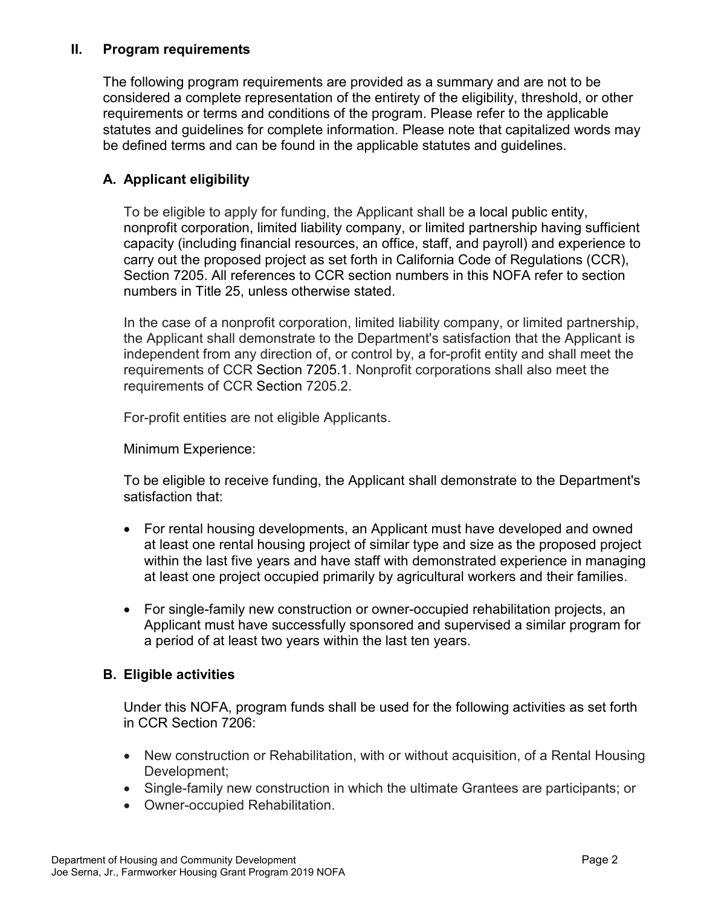## II. Program requirements

The following program requirements are provided as a summary and are not to be considered a complete representation of the entirety of the eligibility, threshold, or other requirements or terms and conditions of the program. Please refer to the applicable statutes and guidelines for complete information. Please note that capitalized words may be defined terms and can be found in the applicable statutes and guidelines.

### A. Applicant eligibility

To be eligible to apply for funding, the Applicant shall be a local public entity, nonprofit corporation, limited liability company, or limited partnership having sufficient capacity (including financial resources, an office, staff, and payroll) and experience to carry out the proposed project as set forth in California Code of Regulations (CCR), Section 7205. All references to CCR section numbers in this NOFA refer to section numbers in Title 25, unless otherwise stated.

In the case of a nonprofit corporation, limited liability company, or limited partnership, the Applicant shall demonstrate to the Department's satisfaction that the Applicant is independent from any direction of, or control by, a for-profit entity and shall meet the requirements of CCR Section 7205.1. Nonprofit corporations shall also meet the requirements of CCR Section 7205.2.

For-profit entities are not eligible Applicants.

Minimum Experience:

To be eligible to receive funding, the Applicant shall demonstrate to the Department's satisfaction that:

- For rental housing developments, an Applicant must have developed and owned at least one rental housing project of similar type and size as the proposed project within the last five years and have staff with demonstrated experience in managing at least one project occupied primarily by agricultural workers and their families.
- For single-family new construction or owner-occupied rehabilitation projects, an Applicant must have successfully sponsored and supervised a similar program for a period of at least two years within the last ten years.

### B. Eligible activities

Under this NOFA, program funds shall be used for the following activities as set forth in CCR Section 7206:

- New construction or Rehabilitation, with or without acquisition, of a Rental Housing Development;
- Single-family new construction in which the ultimate Grantees are participants; or
- Owner-occupied Rehabilitation.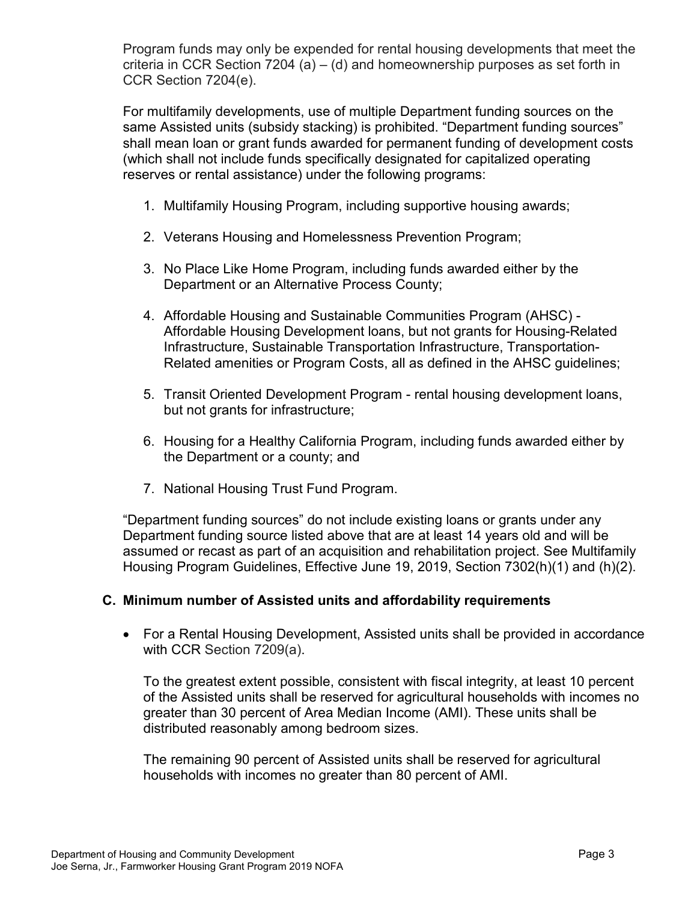Program funds may only be expended for rental housing developments that meet the criteria in CCR Section 7204 (a) – (d) and homeownership purposes as set forth in CCR Section 7204(e).

For multifamily developments, use of multiple Department funding sources on the same Assisted units (subsidy stacking) is prohibited. "Department funding sources" shall mean loan or grant funds awarded for permanent funding of development costs (which shall not include funds specifically designated for capitalized operating reserves or rental assistance) under the following programs:

1. Multifamily Housing Program, including supportive housing awards;
2. Veterans Housing and Homelessness Prevention Program;
3. No Place Like Home Program, including funds awarded either by the Department or an Alternative Process County;
4. Affordable Housing and Sustainable Communities Program (AHSC) - Affordable Housing Development loans, but not grants for Housing-Related Infrastructure, Sustainable Transportation Infrastructure, Transportation-Related amenities or Program Costs, all as defined in the AHSC guidelines;
5. Transit Oriented Development Program - rental housing development loans, but not grants for infrastructure;
6. Housing for a Healthy California Program, including funds awarded either by the Department or a county; and
7. National Housing Trust Fund Program.

"Department funding sources" do not include existing loans or grants under any Department funding source listed above that are at least 14 years old and will be assumed or recast as part of an acquisition and rehabilitation project. See Multifamily Housing Program Guidelines, Effective June 19, 2019, Section 7302(h)(1) and (h)(2).

### C. Minimum number of Assisted units and affordability requirements

- For a Rental Housing Development, Assisted units shall be provided in accordance with CCR Section 7209(a).

  To the greatest extent possible, consistent with fiscal integrity, at least 10 percent of the Assisted units shall be reserved for agricultural households with incomes no greater than 30 percent of Area Median Income (AMI). These units shall be distributed reasonably among bedroom sizes.

  The remaining 90 percent of Assisted units shall be reserved for agricultural households with incomes no greater than 80 percent of AMI.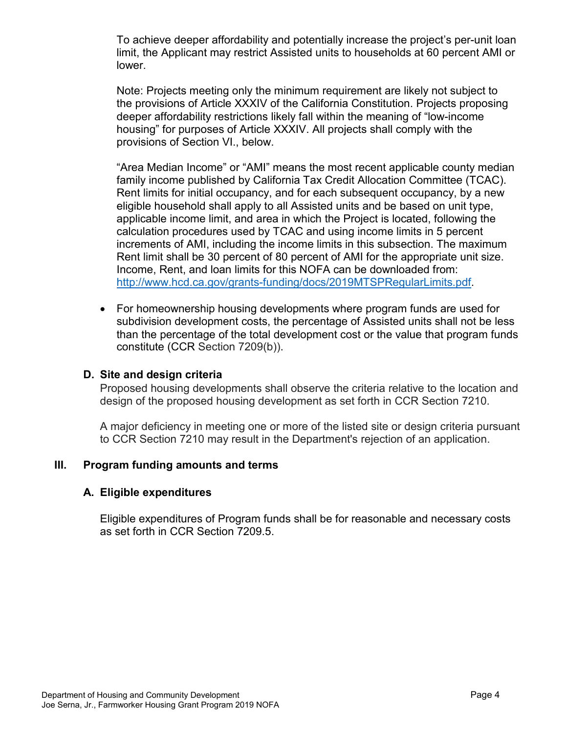To achieve deeper affordability and potentially increase the project's per-unit loan limit, the Applicant may restrict Assisted units to households at 60 percent AMI or lower.

Note: Projects meeting only the minimum requirement are likely not subject to the provisions of Article XXXIV of the California Constitution. Projects proposing deeper affordability restrictions likely fall within the meaning of "low-income housing" for purposes of Article XXXIV. All projects shall comply with the provisions of Section VI., below.

"Area Median Income" or "AMI" means the most recent applicable county median family income published by California Tax Credit Allocation Committee (TCAC). Rent limits for initial occupancy, and for each subsequent occupancy, by a new eligible household shall apply to all Assisted units and be based on unit type, applicable income limit, and area in which the Project is located, following the calculation procedures used by TCAC and using income limits in 5 percent increments of AMI, including the income limits in this subsection. The maximum Rent limit shall be 30 percent of 80 percent of AMI for the appropriate unit size. Income, Rent, and loan limits for this NOFA can be downloaded from: [http://www.hcd.ca.gov/grants-funding/docs/2019MTSPRegularLimits.pdf](http://www.hcd.ca.gov/grants-funding/docs/2019MTSPRegularLimits.pdf).

- For homeownership housing developments where program funds are used for subdivision development costs, the percentage of Assisted units shall not be less than the percentage of the total development cost or the value that program funds constitute (CCR Section 7209(b)).

### D. Site and design criteria

Proposed housing developments shall observe the criteria relative to the location and design of the proposed housing development as set forth in CCR Section 7210.

A major deficiency in meeting one or more of the listed site or design criteria pursuant to CCR Section 7210 may result in the Department's rejection of an application.

## III. Program funding amounts and terms

### A. Eligible expenditures

Eligible expenditures of Program funds shall be for reasonable and necessary costs as set forth in CCR Section 7209.5.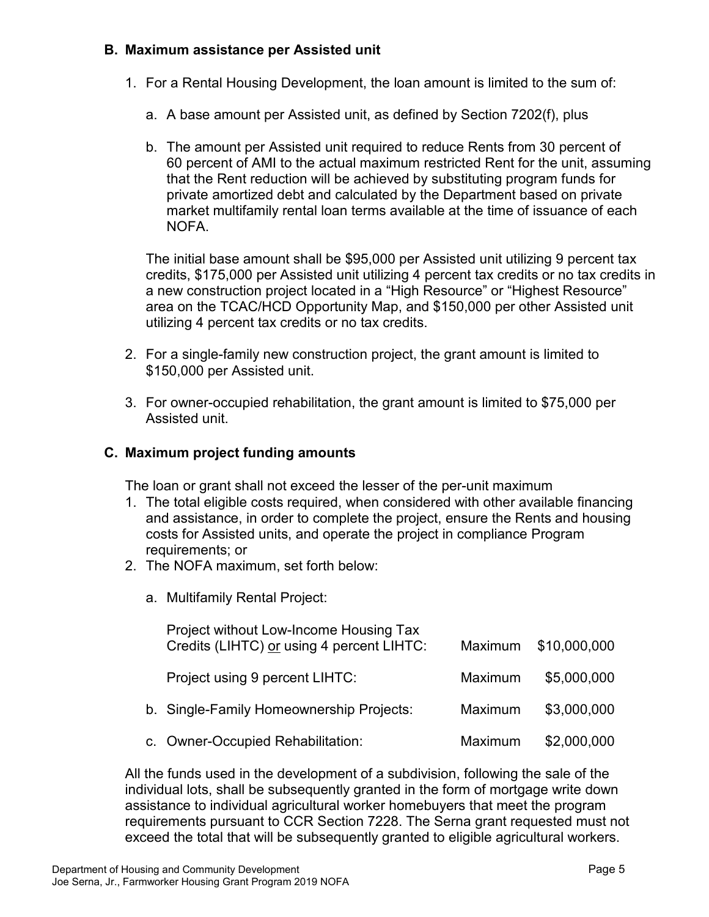### B. Maximum assistance per Assisted unit

1. For a Rental Housing Development, the loan amount is limited to the sum of:

   a. A base amount per Assisted unit, as defined by Section 7202(f), plus

   b. The amount per Assisted unit required to reduce Rents from 30 percent of 60 percent of AMI to the actual maximum restricted Rent for the unit, assuming that the Rent reduction will be achieved by substituting program funds for private amortized debt and calculated by the Department based on private market multifamily rental loan terms available at the time of issuance of each NOFA.

   The initial base amount shall be $95,000 per Assisted unit utilizing 9 percent tax credits, $175,000 per Assisted unit utilizing 4 percent tax credits or no tax credits in a new construction project located in a "High Resource" or "Highest Resource" area on the TCAC/HCD Opportunity Map, and $150,000 per other Assisted unit utilizing 4 percent tax credits or no tax credits.

2. For a single-family new construction project, the grant amount is limited to $150,000 per Assisted unit.

3. For owner-occupied rehabilitation, the grant amount is limited to $75,000 per Assisted unit.

### C. Maximum project funding amounts

The loan or grant shall not exceed the lesser of the per-unit maximum

1. The total eligible costs required, when considered with other available financing and assistance, in order to complete the project, ensure the Rents and housing costs for Assisted units, and operate the project in compliance Program requirements; or
2. The NOFA maximum, set forth below:

   a. Multifamily Rental Project:

| | | |
|---|---|---|
| Project without Low-Income Housing Tax Credits (LIHTC) <u>or</u> using 4 percent LIHTC: | Maximum | $10,000,000 |
| Project using 9 percent LIHTC: | Maximum | $5,000,000 |
| b. Single-Family Homeownership Projects: | Maximum | $3,000,000 |
| c. Owner-Occupied Rehabilitation: | Maximum | $2,000,000 |

All the funds used in the development of a subdivision, following the sale of the individual lots, shall be subsequently granted in the form of mortgage write down assistance to individual agricultural worker homebuyers that meet the program requirements pursuant to CCR Section 7228. The Serna grant requested must not exceed the total that will be subsequently granted to eligible agricultural workers.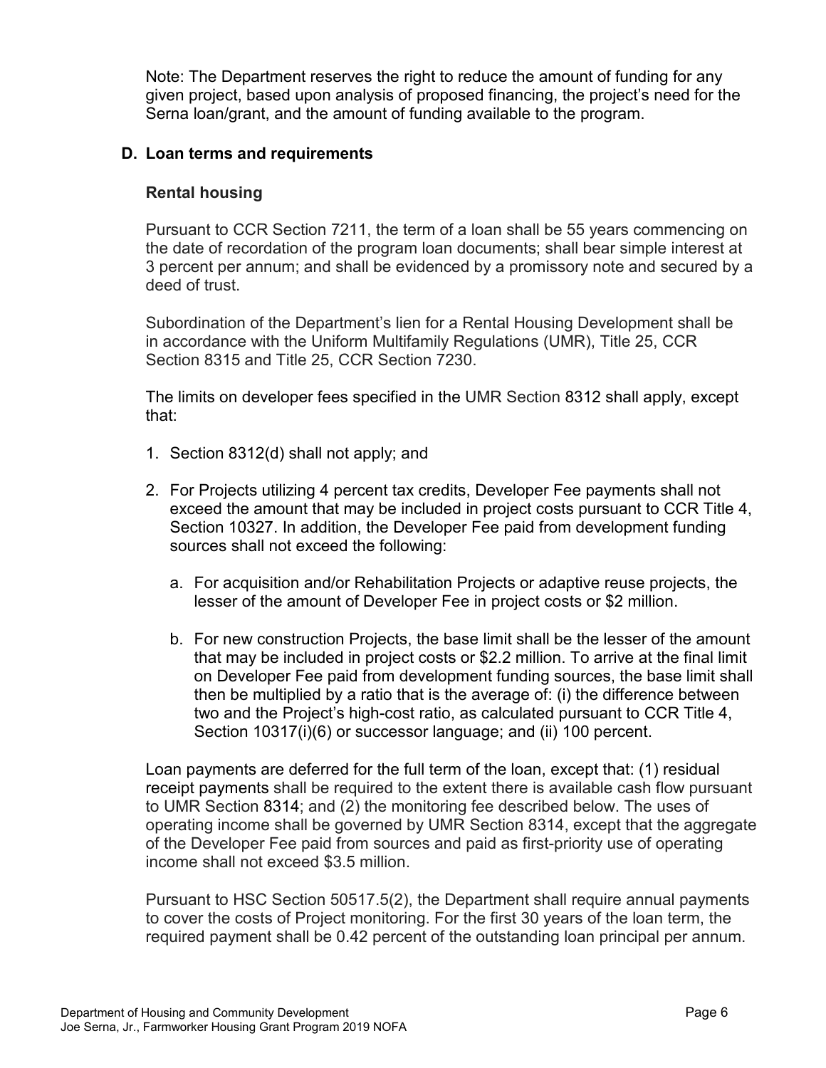Note: The Department reserves the right to reduce the amount of funding for any given project, based upon analysis of proposed financing, the project's need for the Serna loan/grant, and the amount of funding available to the program.

### D. Loan terms and requirements

#### Rental housing

Pursuant to CCR Section 7211, the term of a loan shall be 55 years commencing on the date of recordation of the program loan documents; shall bear simple interest at 3 percent per annum; and shall be evidenced by a promissory note and secured by a deed of trust.

Subordination of the Department's lien for a Rental Housing Development shall be in accordance with the Uniform Multifamily Regulations (UMR), Title 25, CCR Section 8315 and Title 25, CCR Section 7230.

The limits on developer fees specified in the UMR Section 8312 shall apply, except that:

1. Section 8312(d) shall not apply; and
2. For Projects utilizing 4 percent tax credits, Developer Fee payments shall not exceed the amount that may be included in project costs pursuant to CCR Title 4, Section 10327. In addition, the Developer Fee paid from development funding sources shall not exceed the following:
   a. For acquisition and/or Rehabilitation Projects or adaptive reuse projects, the lesser of the amount of Developer Fee in project costs or $2 million.
   b. For new construction Projects, the base limit shall be the lesser of the amount that may be included in project costs or $2.2 million. To arrive at the final limit on Developer Fee paid from development funding sources, the base limit shall then be multiplied by a ratio that is the average of: (i) the difference between two and the Project's high-cost ratio, as calculated pursuant to CCR Title 4, Section 10317(i)(6) or successor language; and (ii) 100 percent.

Loan payments are deferred for the full term of the loan, except that: (1) residual receipt payments shall be required to the extent there is available cash flow pursuant to UMR Section 8314; and (2) the monitoring fee described below. The uses of operating income shall be governed by UMR Section 8314, except that the aggregate of the Developer Fee paid from sources and paid as first-priority use of operating income shall not exceed $3.5 million.

Pursuant to HSC Section 50517.5(2), the Department shall require annual payments to cover the costs of Project monitoring. For the first 30 years of the loan term, the required payment shall be 0.42 percent of the outstanding loan principal per annum.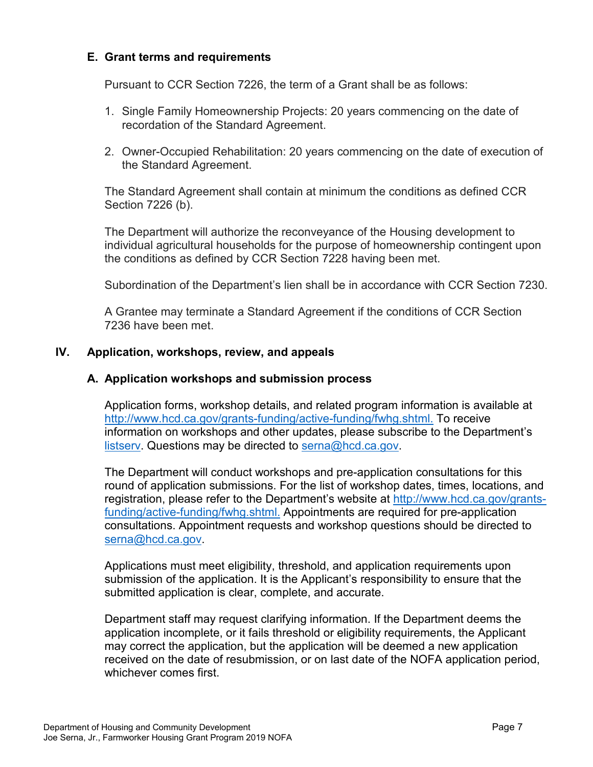### E. Grant terms and requirements

Pursuant to CCR Section 7226, the term of a Grant shall be as follows:

1. Single Family Homeownership Projects: 20 years commencing on the date of recordation of the Standard Agreement.
2. Owner-Occupied Rehabilitation: 20 years commencing on the date of execution of the Standard Agreement.

The Standard Agreement shall contain at minimum the conditions as defined CCR Section 7226 (b).

The Department will authorize the reconveyance of the Housing development to individual agricultural households for the purpose of homeownership contingent upon the conditions as defined by CCR Section 7228 having been met.

Subordination of the Department's lien shall be in accordance with CCR Section 7230.

A Grantee may terminate a Standard Agreement if the conditions of CCR Section 7236 have been met.

## IV. Application, workshops, review, and appeals

### A. Application workshops and submission process

Application forms, workshop details, and related program information is available at [http://www.hcd.ca.gov/grants-funding/active-funding/fwhg.shtml.](http://www.hcd.ca.gov/grants-funding/active-funding/fwhg.shtml) To receive information on workshops and other updates, please subscribe to the Department's listserv. Questions may be directed to [serna@hcd.ca.gov](mailto:serna@hcd.ca.gov).

The Department will conduct workshops and pre-application consultations for this round of application submissions. For the list of workshop dates, times, locations, and registration, please refer to the Department's website at [http://www.hcd.ca.gov/grants-funding/active-funding/fwhg.shtml.](http://www.hcd.ca.gov/grants-funding/active-funding/fwhg.shtml) Appointments are required for pre-application consultations. Appointment requests and workshop questions should be directed to [serna@hcd.ca.gov](mailto:serna@hcd.ca.gov).

Applications must meet eligibility, threshold, and application requirements upon submission of the application. It is the Applicant's responsibility to ensure that the submitted application is clear, complete, and accurate.

Department staff may request clarifying information. If the Department deems the application incomplete, or it fails threshold or eligibility requirements, the Applicant may correct the application, but the application will be deemed a new application received on the date of resubmission, or on last date of the NOFA application period, whichever comes first.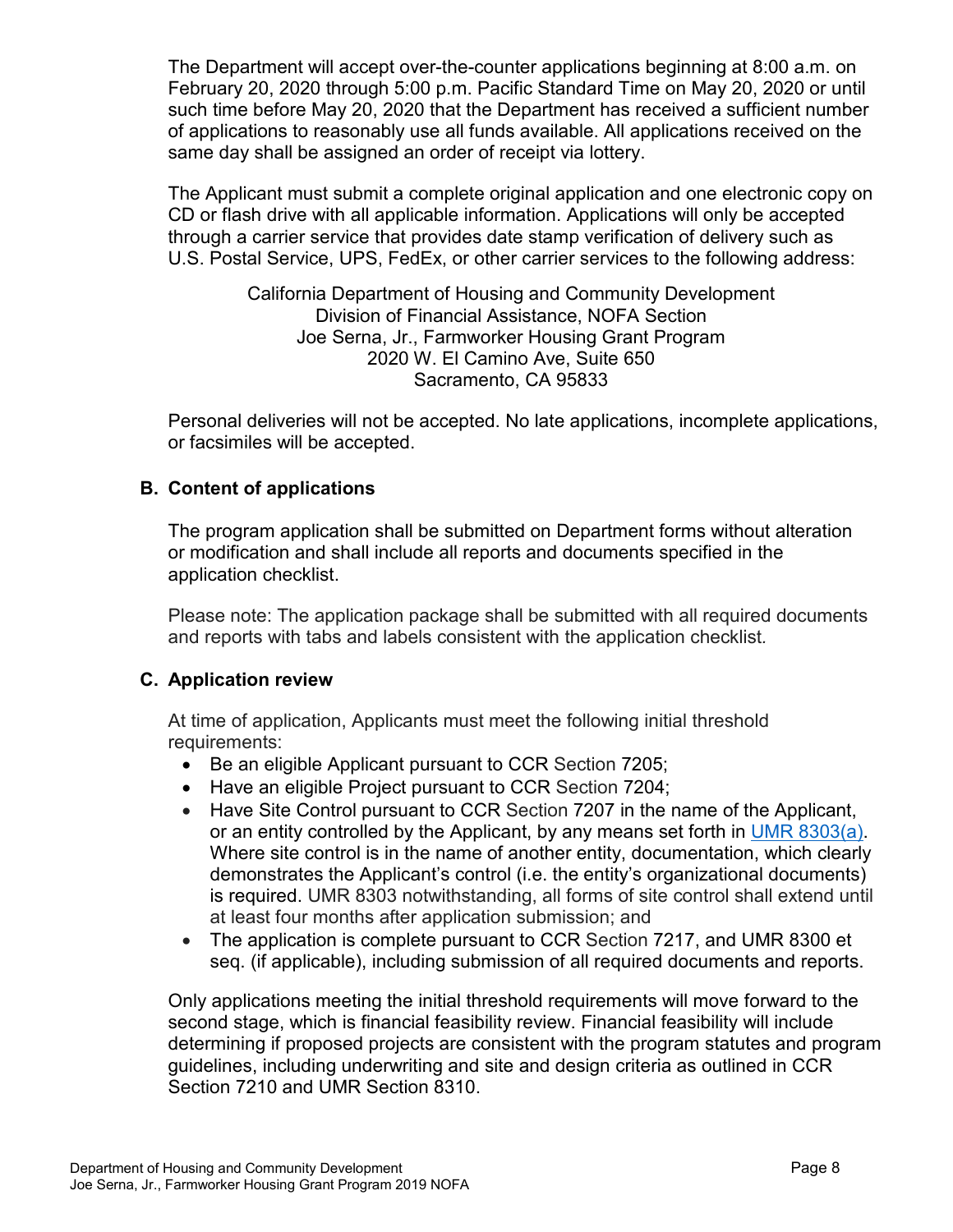The Department will accept over-the-counter applications beginning at 8:00 a.m. on February 20, 2020 through 5:00 p.m. Pacific Standard Time on May 20, 2020 or until such time before May 20, 2020 that the Department has received a sufficient number of applications to reasonably use all funds available. All applications received on the same day shall be assigned an order of receipt via lottery.

The Applicant must submit a complete original application and one electronic copy on CD or flash drive with all applicable information. Applications will only be accepted through a carrier service that provides date stamp verification of delivery such as U.S. Postal Service, UPS, FedEx, or other carrier services to the following address:

California Department of Housing and Community Development
Division of Financial Assistance, NOFA Section
Joe Serna, Jr., Farmworker Housing Grant Program
2020 W. El Camino Ave, Suite 650
Sacramento, CA 95833

Personal deliveries will not be accepted. No late applications, incomplete applications, or facsimiles will be accepted.

### B. Content of applications

The program application shall be submitted on Department forms without alteration or modification and shall include all reports and documents specified in the application checklist.

Please note: The application package shall be submitted with all required documents and reports with tabs and labels consistent with the application checklist.

### C. Application review

At time of application, Applicants must meet the following initial threshold requirements:

- Be an eligible Applicant pursuant to CCR Section 7205;
- Have an eligible Project pursuant to CCR Section 7204;
- Have Site Control pursuant to CCR Section 7207 in the name of the Applicant, or an entity controlled by the Applicant, by any means set forth in UMR 8303(a). Where site control is in the name of another entity, documentation, which clearly demonstrates the Applicant's control (i.e. the entity's organizational documents) is required. UMR 8303 notwithstanding, all forms of site control shall extend until at least four months after application submission; and
- The application is complete pursuant to CCR Section 7217, and UMR 8300 et seq. (if applicable), including submission of all required documents and reports.

Only applications meeting the initial threshold requirements will move forward to the second stage, which is financial feasibility review. Financial feasibility will include determining if proposed projects are consistent with the program statutes and program guidelines, including underwriting and site and design criteria as outlined in CCR Section 7210 and UMR Section 8310.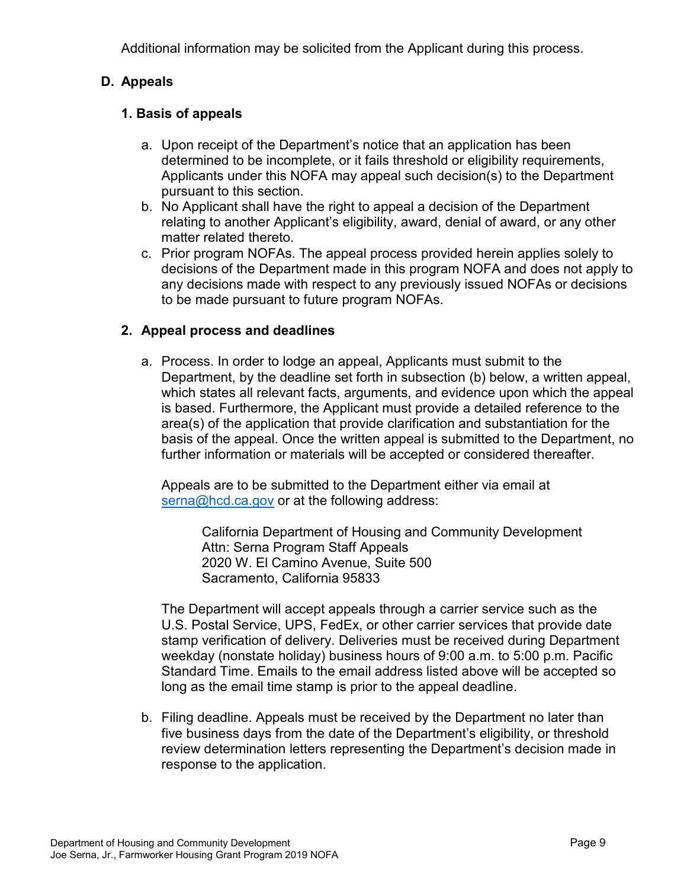Additional information may be solicited from the Applicant during this process.

## D. Appeals

### 1. Basis of appeals

a. Upon receipt of the Department's notice that an application has been determined to be incomplete, or it fails threshold or eligibility requirements, Applicants under this NOFA may appeal such decision(s) to the Department pursuant to this section.

b. No Applicant shall have the right to appeal a decision of the Department relating to another Applicant's eligibility, award, denial of award, or any other matter related thereto.

c. Prior program NOFAs. The appeal process provided herein applies solely to decisions of the Department made in this program NOFA and does not apply to any decisions made with respect to any previously issued NOFAs or decisions to be made pursuant to future program NOFAs.

### 2. Appeal process and deadlines

a. Process. In order to lodge an appeal, Applicants must submit to the Department, by the deadline set forth in subsection (b) below, a written appeal, which states all relevant facts, arguments, and evidence upon which the appeal is based. Furthermore, the Applicant must provide a detailed reference to the area(s) of the application that provide clarification and substantiation for the basis of the appeal. Once the written appeal is submitted to the Department, no further information or materials will be accepted or considered thereafter.

   Appeals are to be submitted to the Department either via email at serna@hcd.ca.gov or at the following address:

   California Department of Housing and Community Development
   Attn: Serna Program Staff Appeals
   2020 W. El Camino Avenue, Suite 500
   Sacramento, California 95833

   The Department will accept appeals through a carrier service such as the U.S. Postal Service, UPS, FedEx, or other carrier services that provide date stamp verification of delivery. Deliveries must be received during Department weekday (nonstate holiday) business hours of 9:00 a.m. to 5:00 p.m. Pacific Standard Time. Emails to the email address listed above will be accepted so long as the email time stamp is prior to the appeal deadline.

b. Filing deadline. Appeals must be received by the Department no later than five business days from the date of the Department's eligibility, or threshold review determination letters representing the Department's decision made in response to the application.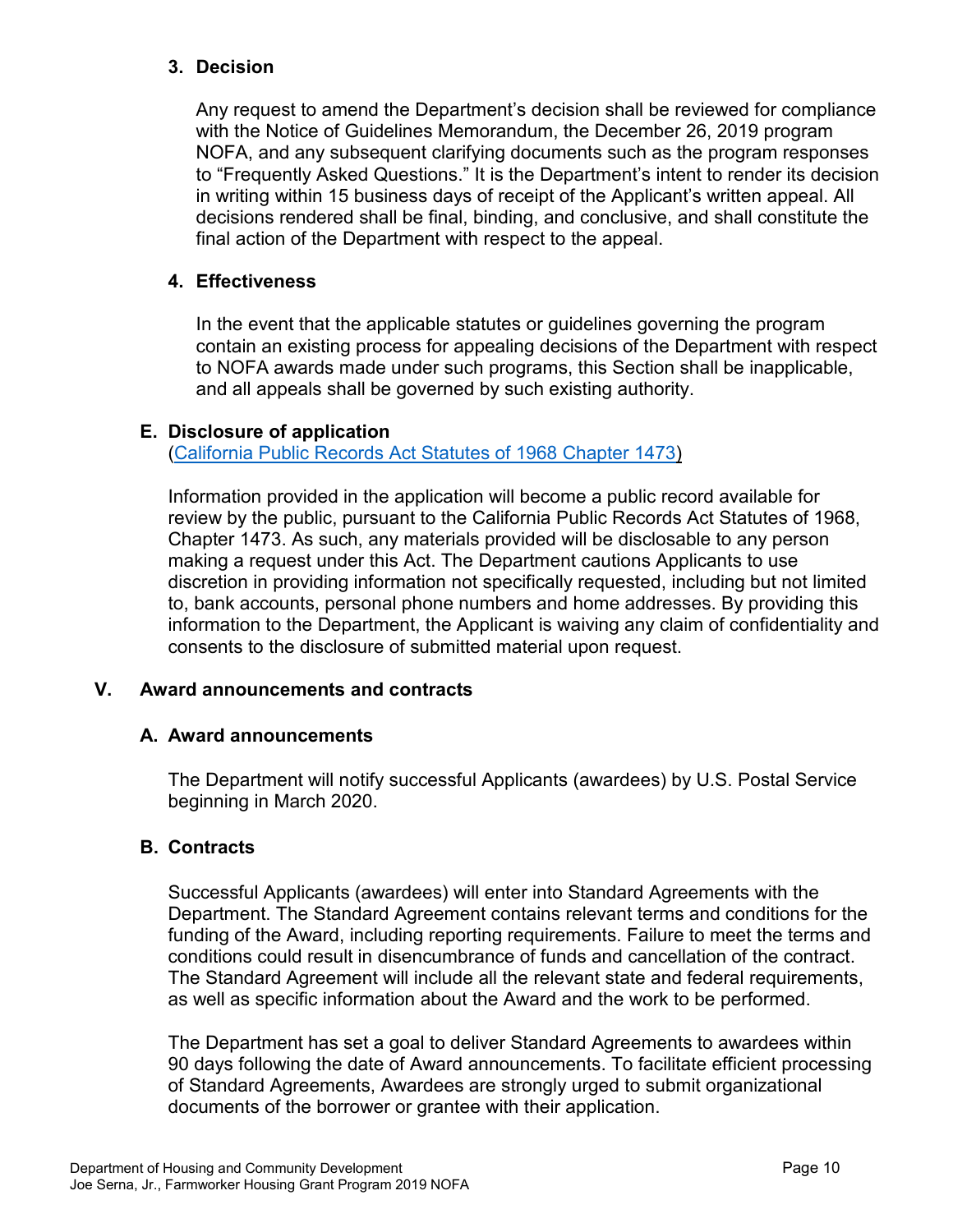#### 3. Decision

Any request to amend the Department's decision shall be reviewed for compliance with the Notice of Guidelines Memorandum, the December 26, 2019 program NOFA, and any subsequent clarifying documents such as the program responses to "Frequently Asked Questions." It is the Department's intent to render its decision in writing within 15 business days of receipt of the Applicant's written appeal. All decisions rendered shall be final, binding, and conclusive, and shall constitute the final action of the Department with respect to the appeal.

#### 4. Effectiveness

In the event that the applicable statutes or guidelines governing the program contain an existing process for appealing decisions of the Department with respect to NOFA awards made under such programs, this Section shall be inapplicable, and all appeals shall be governed by such existing authority.

### E. Disclosure of application

(California Public Records Act Statutes of 1968 Chapter 1473)

Information provided in the application will become a public record available for review by the public, pursuant to the California Public Records Act Statutes of 1968, Chapter 1473. As such, any materials provided will be disclosable to any person making a request under this Act. The Department cautions Applicants to use discretion in providing information not specifically requested, including but not limited to, bank accounts, personal phone numbers and home addresses. By providing this information to the Department, the Applicant is waiving any claim of confidentiality and consents to the disclosure of submitted material upon request.

## V. Award announcements and contracts

### A. Award announcements

The Department will notify successful Applicants (awardees) by U.S. Postal Service beginning in March 2020.

### B. Contracts

Successful Applicants (awardees) will enter into Standard Agreements with the Department. The Standard Agreement contains relevant terms and conditions for the funding of the Award, including reporting requirements. Failure to meet the terms and conditions could result in disencumbrance of funds and cancellation of the contract. The Standard Agreement will include all the relevant state and federal requirements, as well as specific information about the Award and the work to be performed.

The Department has set a goal to deliver Standard Agreements to awardees within 90 days following the date of Award announcements. To facilitate efficient processing of Standard Agreements, Awardees are strongly urged to submit organizational documents of the borrower or grantee with their application.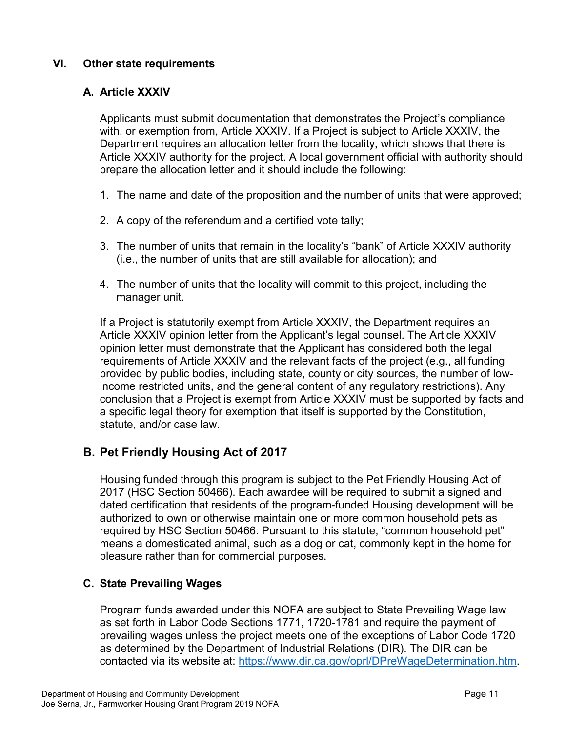## VI. Other state requirements

### A. Article XXXIV

Applicants must submit documentation that demonstrates the Project's compliance with, or exemption from, Article XXXIV. If a Project is subject to Article XXXIV, the Department requires an allocation letter from the locality, which shows that there is Article XXXIV authority for the project. A local government official with authority should prepare the allocation letter and it should include the following:

1. The name and date of the proposition and the number of units that were approved;
2. A copy of the referendum and a certified vote tally;
3. The number of units that remain in the locality's "bank" of Article XXXIV authority (i.e., the number of units that are still available for allocation); and
4. The number of units that the locality will commit to this project, including the manager unit.

If a Project is statutorily exempt from Article XXXIV, the Department requires an Article XXXIV opinion letter from the Applicant's legal counsel. The Article XXXIV opinion letter must demonstrate that the Applicant has considered both the legal requirements of Article XXXIV and the relevant facts of the project (e.g., all funding provided by public bodies, including state, county or city sources, the number of low-income restricted units, and the general content of any regulatory restrictions). Any conclusion that a Project is exempt from Article XXXIV must be supported by facts and a specific legal theory for exemption that itself is supported by the Constitution, statute, and/or case law.

### B. Pet Friendly Housing Act of 2017

Housing funded through this program is subject to the Pet Friendly Housing Act of 2017 (HSC Section 50466). Each awardee will be required to submit a signed and dated certification that residents of the program-funded Housing development will be authorized to own or otherwise maintain one or more common household pets as required by HSC Section 50466. Pursuant to this statute, "common household pet" means a domesticated animal, such as a dog or cat, commonly kept in the home for pleasure rather than for commercial purposes.

### C. State Prevailing Wages

Program funds awarded under this NOFA are subject to State Prevailing Wage law as set forth in Labor Code Sections 1771, 1720-1781 and require the payment of prevailing wages unless the project meets one of the exceptions of Labor Code 1720 as determined by the Department of Industrial Relations (DIR). The DIR can be contacted via its website at: [https://www.dir.ca.gov/oprl/DPreWageDetermination.htm](https://www.dir.ca.gov/oprl/DPreWageDetermination.htm).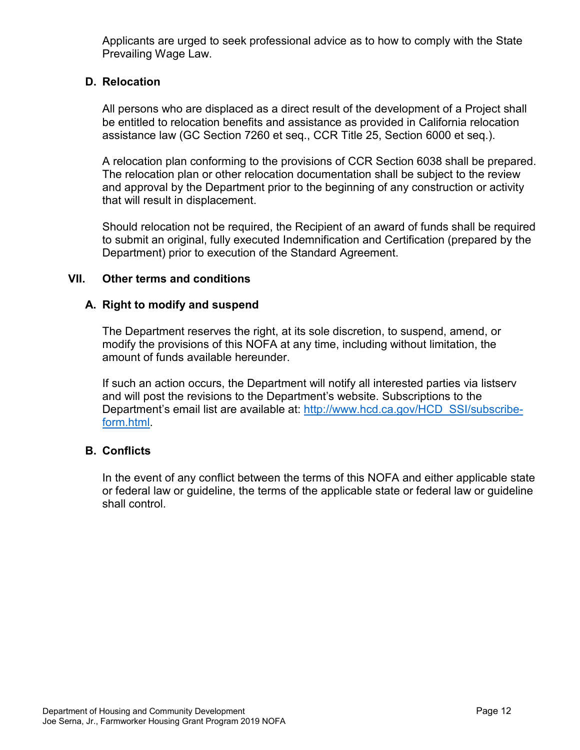Applicants are urged to seek professional advice as to how to comply with the State Prevailing Wage Law.

### D. Relocation

All persons who are displaced as a direct result of the development of a Project shall be entitled to relocation benefits and assistance as provided in California relocation assistance law (GC Section 7260 et seq., CCR Title 25, Section 6000 et seq.).

A relocation plan conforming to the provisions of CCR Section 6038 shall be prepared. The relocation plan or other relocation documentation shall be subject to the review and approval by the Department prior to the beginning of any construction or activity that will result in displacement.

Should relocation not be required, the Recipient of an award of funds shall be required to submit an original, fully executed Indemnification and Certification (prepared by the Department) prior to execution of the Standard Agreement.

## VII. Other terms and conditions

### A. Right to modify and suspend

The Department reserves the right, at its sole discretion, to suspend, amend, or modify the provisions of this NOFA at any time, including without limitation, the amount of funds available hereunder.

If such an action occurs, the Department will notify all interested parties via listserv and will post the revisions to the Department's website. Subscriptions to the Department's email list are available at: [http://www.hcd.ca.gov/HCD_SSI/subscribe-form.html](http://www.hcd.ca.gov/HCD_SSI/subscribe-form.html).

### B. Conflicts

In the event of any conflict between the terms of this NOFA and either applicable state or federal law or guideline, the terms of the applicable state or federal law or guideline shall control.